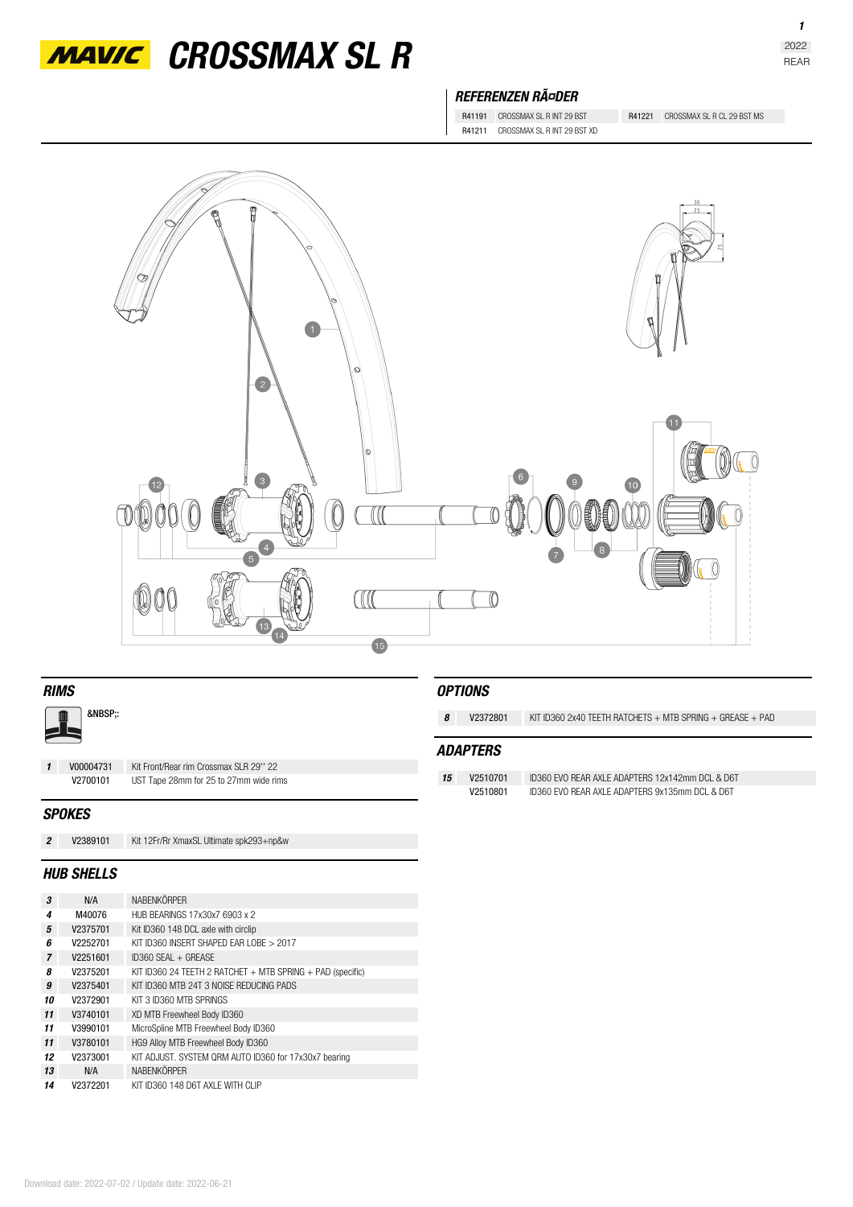# MAVIC CROSSMAX SL R

2022
REAR

## REFERENZEN RÃ¤DER

| | | | |
|---|---|---|---|
| R41191 | CROSSMAX SL R INT 29 BST | R41221 | CROSSMAX SL R CL 29 BST MS |
| R41211 | CROSSMAX SL R INT 29 BST XD | | |

## RIMS

&NBSP;:

| | | |
|---|---|---|
| 1 | V00004731 | Kit Front/Rear rim Crossmax SLR 29'' 22 |
| | V2700101 | UST Tape 28mm for 25 to 27mm wide rims |

## SPOKES

| | | |
|---|---|---|
| 2 | V2389101 | Kit 12Fr/Rr XmaxSL Ultimate spk293+np&w |

## HUB SHELLS

| | | |
|---|---|---|
| 3 | N/A | NABENKÖRPER |
| 4 | M40076 | HUB BEARINGS 17x30x7 6903 x 2 |
| 5 | V2375701 | Kit ID360 148 DCL axle with circlip |
| 6 | V2252701 | KIT ID360 INSERT SHAPED EAR LOBE > 2017 |
| 7 | V2251601 | ID360 SEAL + GREASE |
| 8 | V2375201 | KIT ID360 24 TEETH 2 RATCHET + MTB SPRING + PAD (specific) |
| 9 | V2375401 | KIT ID360 MTB 24T 3 NOISE REDUCING PADS |
| 10 | V2372901 | KIT 3 ID360 MTB SPRINGS |
| 11 | V3740101 | XD MTB Freewheel Body ID360 |
| 11 | V3990101 | MicroSpline MTB Freewheel Body ID360 |
| 11 | V3780101 | HG9 Alloy MTB Freewheel Body ID360 |
| 12 | V2373001 | KIT ADJUST. SYSTEM QRM AUTO ID360 for 17x30x7 bearing |
| 13 | N/A | NABENKÖRPER |
| 14 | V2372201 | KIT ID360 148 D6T AXLE WITH CLIP |

## OPTIONS

| | | |
|---|---|---|
| 8 | V2372801 | KIT ID360 2x40 TEETH RATCHETS + MTB SPRING + GREASE + PAD |

## ADAPTERS

| | | |
|---|---|---|
| 15 | V2510701 | ID360 EVO REAR AXLE ADAPTERS 12x142mm DCL & D6T |
| | V2510801 | ID360 EVO REAR AXLE ADAPTERS 9x135mm DCL & D6T |

Download date: 2022-07-02 / Update date: 2022-06-21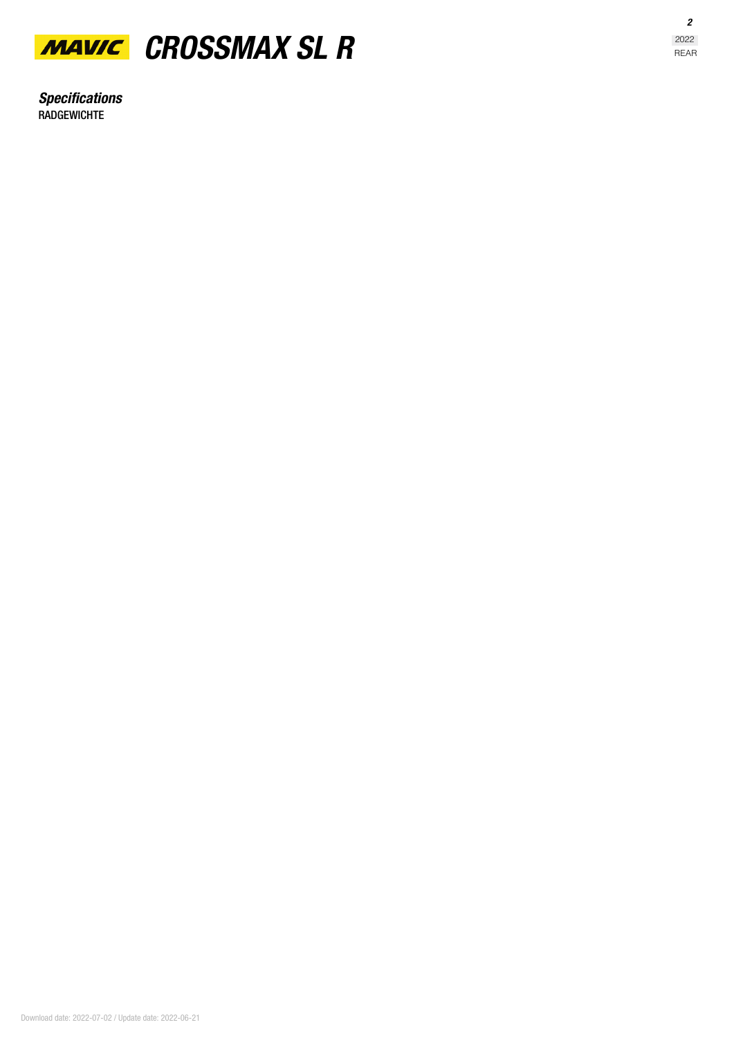# MAVIC CROSSMAX SL R

2022
REAR

## *Specifications*

RADGEWICHTE